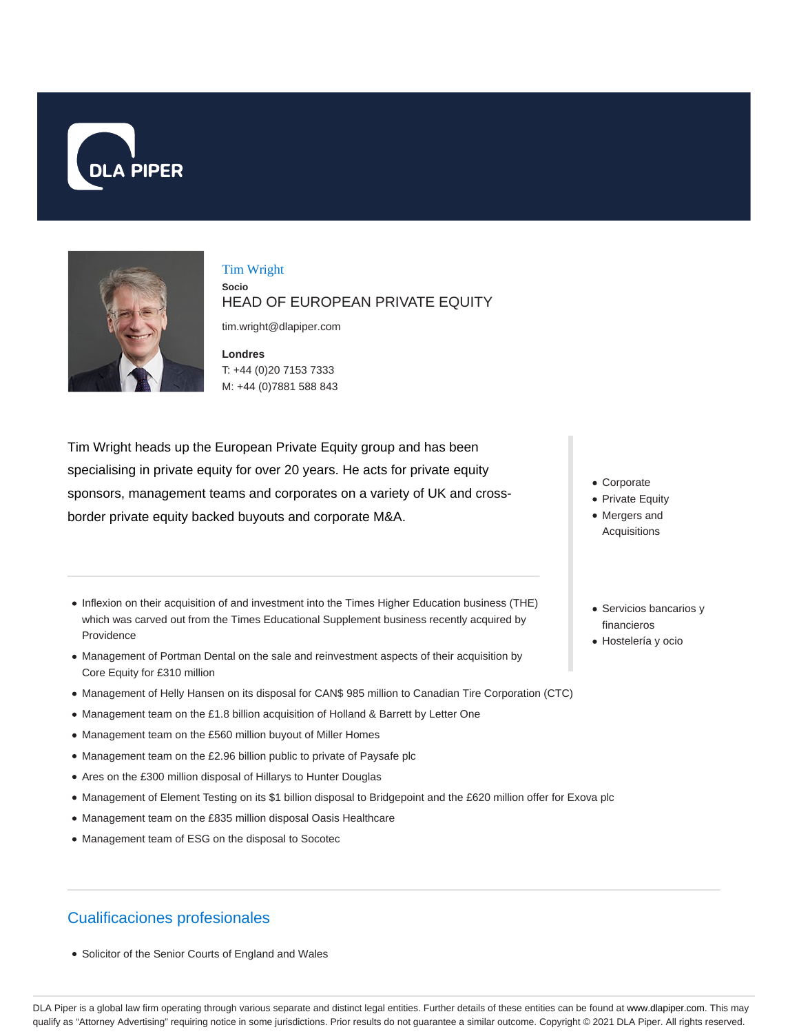# Tim Wright

**Socio**

HEAD OF EUROPEAN PRIVATE EQUITY

tim.wright@dlapiper.com

**Londres**

T: +44 (0)20 7153 7333

M: +44 (0)7881 588 843

Tim Wright heads up the European Private Equity group and has been specialising in private equity for over 20 years. He acts for private equity sponsors, management teams and corporates on a variety of UK and cross-border private equity backed buyouts and corporate M&A.

- Corporate
- Private Equity
- Mergers and Acquisitions

- Servicios bancarios y financieros
- Hostelería y ocio

- Inflexion on their acquisition of and investment into the Times Higher Education business (THE) which was carved out from the Times Educational Supplement business recently acquired by Providence
- Management of Portman Dental on the sale and reinvestment aspects of their acquisition by Core Equity for £310 million
- Management of Helly Hansen on its disposal for CAN$ 985 million to Canadian Tire Corporation (CTC)
- Management team on the £1.8 billion acquisition of Holland & Barrett by Letter One
- Management team on the £560 million buyout of Miller Homes
- Management team on the £2.96 billion public to private of Paysafe plc
- Ares on the £300 million disposal of Hillarys to Hunter Douglas
- Management of Element Testing on its $1 billion disposal to Bridgepoint and the £620 million offer for Exova plc
- Management team on the £835 million disposal Oasis Healthcare
- Management team of ESG on the disposal to Socotec

## Cualificaciones profesionales

- Solicitor of the Senior Courts of England and Wales

DLA Piper is a global law firm operating through various separate and distinct legal entities. Further details of these entities can be found at www.dlapiper.com. This may qualify as "Attorney Advertising" requiring notice in some jurisdictions. Prior results do not guarantee a similar outcome. Copyright © 2021 DLA Piper. All rights reserved.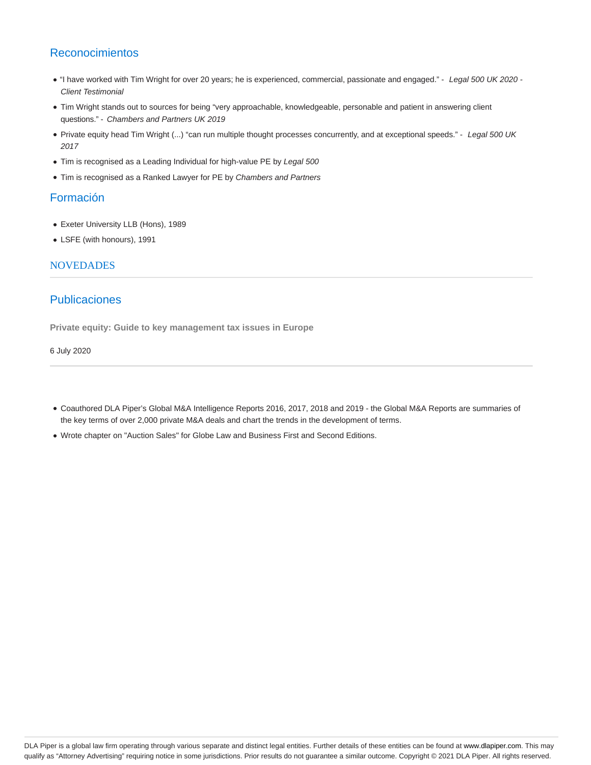## Reconocimientos

- "I have worked with Tim Wright for over 20 years; he is experienced, commercial, passionate and engaged." - *Legal 500 UK 2020 - Client Testimonial*
- Tim Wright stands out to sources for being "very approachable, knowledgeable, personable and patient in answering client questions." - *Chambers and Partners UK 2019*
- Private equity head Tim Wright (...) "can run multiple thought processes concurrently, and at exceptional speeds." - *Legal 500 UK 2017*
- Tim is recognised as a Leading Individual for high-value PE by *Legal 500*
- Tim is recognised as a Ranked Lawyer for PE by *Chambers and Partners*

## Formación

- Exeter University LLB (Hons), 1989
- LSFE (with honours), 1991

## NOVEDADES

## Publicaciones

**Private equity: Guide to key management tax issues in Europe**

6 July 2020

- Coauthored DLA Piper's Global M&A Intelligence Reports 2016, 2017, 2018 and 2019 - the Global M&A Reports are summaries of the key terms of over 2,000 private M&A deals and chart the trends in the development of terms.
- Wrote chapter on "Auction Sales" for Globe Law and Business First and Second Editions.

DLA Piper is a global law firm operating through various separate and distinct legal entities. Further details of these entities can be found at www.dlapiper.com. This may qualify as "Attorney Advertising" requiring notice in some jurisdictions. Prior results do not guarantee a similar outcome. Copyright © 2021 DLA Piper. All rights reserved.